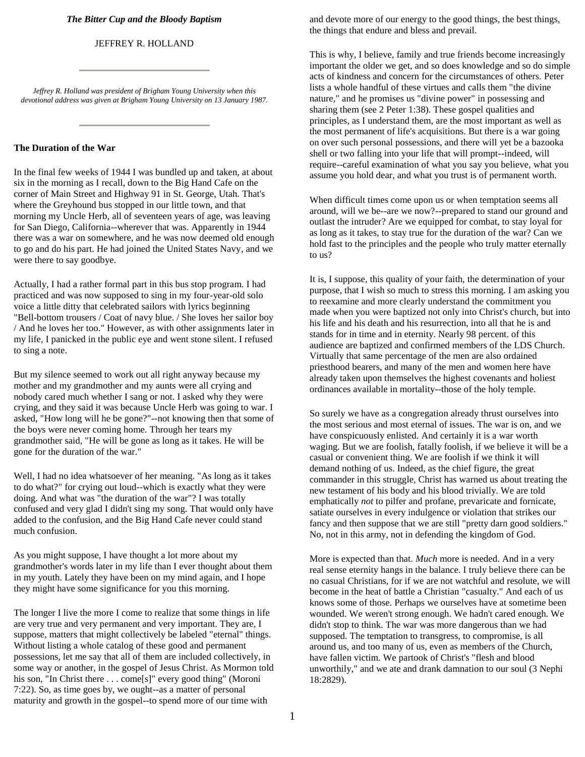***The Bitter Cup and the Bloody Baptism***

JEFFREY R. HOLLAND

*Jeffrey R. Holland was president of Brigham Young University when this devotional address was given at Brigham Young University on 13 January 1987.*

**The Duration of the War**

In the final few weeks of 1944 I was bundled up and taken, at about six in the morning as I recall, down to the Big Hand Cafe on the corner of Main Street and Highway 91 in St. George, Utah. That's where the Greyhound bus stopped in our little town, and that morning my Uncle Herb, all of seventeen years of age, was leaving for San Diego, California--wherever that was. Apparently in 1944 there was a war on somewhere, and he was now deemed old enough to go and do his part. He had joined the United States Navy, and we were there to say goodbye.

Actually, I had a rather formal part in this bus stop program. I had practiced and was now supposed to sing in my four-year-old solo voice a little ditty that celebrated sailors with lyrics beginning "Bell-bottom trousers / Coat of navy blue. / She loves her sailor boy / And he loves her too." However, as with other assignments later in my life, I panicked in the public eye and went stone silent. I refused to sing a note.

But my silence seemed to work out all right anyway because my mother and my grandmother and my aunts were all crying and nobody cared much whether I sang or not. I asked why they were crying, and they said it was because Uncle Herb was going to war. I asked, "How long will he be gone?"--not knowing then that some of the boys were never coming home. Through her tears my grandmother said, "He will be gone as long as it takes. He will be gone for the duration of the war."

Well, I had no idea whatsoever of her meaning. "As long as it takes to do what?" for crying out loud--which is exactly what they were doing. And what was "the duration of the war"? I was totally confused and very glad I didn't sing my song. That would only have added to the confusion, and the Big Hand Cafe never could stand much confusion.

As you might suppose, I have thought a lot more about my grandmother's words later in my life than I ever thought about them in my youth. Lately they have been on my mind again, and I hope they might have some significance for you this morning.

The longer I live the more I come to realize that some things in life are very true and very permanent and very important. They are, I suppose, matters that might collectively be labeled "eternal" things. Without listing a whole catalog of these good and permanent possessions, let me say that all of them are included collectively, in some way or another, in the gospel of Jesus Christ. As Mormon told his son, "In Christ there . . . come[s]" every good thing" (Moroni 7:22). So, as time goes by, we ought--as a matter of personal maturity and growth in the gospel--to spend more of our time with and devote more of our energy to the good things, the best things, the things that endure and bless and prevail.

This is why, I believe, family and true friends become increasingly important the older we get, and so does knowledge and so do simple acts of kindness and concern for the circumstances of others. Peter lists a whole handful of these virtues and calls them "the divine nature," and he promises us "divine power" in possessing and sharing them (see 2 Peter 1:38). These gospel qualities and principles, as I understand them, are the most important as well as the most permanent of life's acquisitions. But there is a war going on over such personal possessions, and there will yet be a bazooka shell or two falling into your life that will prompt--indeed, will require--careful examination of what you say you believe, what you assume you hold dear, and what you trust is of permanent worth.

When difficult times come upon us or when temptation seems all around, will we be--are we now?--prepared to stand our ground and outlast the intruder? Are we equipped for combat, to stay loyal for as long as it takes, to stay true for the duration of the war? Can we hold fast to the principles and the people who truly matter eternally to us?

It is, I suppose, this quality of your faith, the determination of your purpose, that I wish so much to stress this morning. I am asking you to reexamine and more clearly understand the commitment you made when you were baptized not only into Christ's church, but into his life and his death and his resurrection, into all that he is and stands for in time and in eternity. Nearly 98 percent. of this audience are baptized and confirmed members of the LDS Church. Virtually that same percentage of the men are also ordained priesthood bearers, and many of the men and women here have already taken upon themselves the highest covenants and holiest ordinances available in mortality--those of the holy temple.

So surely we have as a congregation already thrust ourselves into the most serious and most eternal of issues. The war is on, and we have conspicuously enlisted. And certainly it is a war worth waging. But we are foolish, fatally foolish, if we believe it will be a casual or convenient thing. We are foolish if we think it will demand nothing of us. Indeed, as the chief figure, the great commander in this struggle, Christ has warned us about treating the new testament of his body and his blood trivially. We are told emphatically *not* to pilfer and profane, prevaricate and fornicate, satiate ourselves in every indulgence or violation that strikes our fancy and then suppose that we are still "pretty darn good soldiers." No, not in this army, not in defending the kingdom of God.

More is expected than that. *Much* more is needed. And in a very real sense eternity hangs in the balance. I truly believe there can be no casual Christians, for if we are not watchful and resolute, we will become in the heat of battle a Christian "casualty." And each of us knows some of those. Perhaps we ourselves have at sometime been wounded. We weren't strong enough. We hadn't cared enough. We didn't stop to think. The war was more dangerous than we had supposed. The temptation to transgress, to compromise, is all around us, and too many of us, even as members of the Church, have fallen victim. We partook of Christ's "flesh and blood unworthily," and we ate and drank damnation to our soul (3 Nephi 18:2829).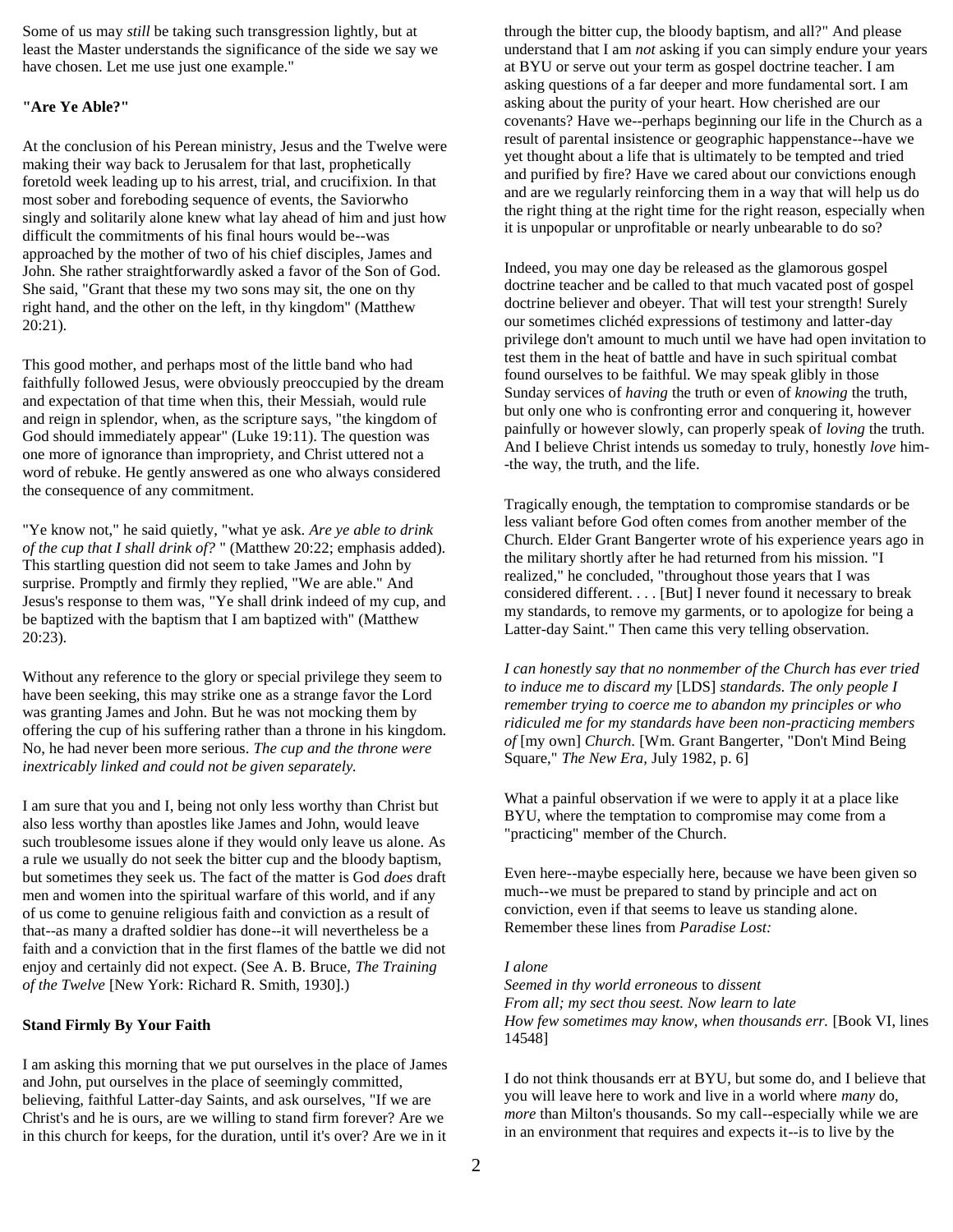Some of us may *still* be taking such transgression lightly, but at least the Master understands the significance of the side we say we have chosen. Let me use just one example."

**"Are Ye Able?"**

At the conclusion of his Perean ministry, Jesus and the Twelve were making their way back to Jerusalem for that last, prophetically foretold week leading up to his arrest, trial, and crucifixion. In that most sober and foreboding sequence of events, the Saviorwho singly and solitarily alone knew what lay ahead of him and just how difficult the commitments of his final hours would be--was approached by the mother of two of his chief disciples, James and John. She rather straightforwardly asked a favor of the Son of God. She said, "Grant that these my two sons may sit, the one on thy right hand, and the other on the left, in thy kingdom" (Matthew 20:21).

This good mother, and perhaps most of the little band who had faithfully followed Jesus, were obviously preoccupied by the dream and expectation of that time when this, their Messiah, would rule and reign in splendor, when, as the scripture says, "the kingdom of God should immediately appear" (Luke 19:11). The question was one more of ignorance than impropriety, and Christ uttered not a word of rebuke. He gently answered as one who always considered the consequence of any commitment.

"Ye know not," he said quietly, "what ye ask. *Are ye able to drink of the cup that I shall drink of?* " (Matthew 20:22; emphasis added). This startling question did not seem to take James and John by surprise. Promptly and firmly they replied, "We are able." And Jesus's response to them was, "Ye shall drink indeed of my cup, and be baptized with the baptism that I am baptized with" (Matthew 20:23).

Without any reference to the glory or special privilege they seem to have been seeking, this may strike one as a strange favor the Lord was granting James and John. But he was not mocking them by offering the cup of his suffering rather than a throne in his kingdom. No, he had never been more serious. *The cup and the throne were inextricably linked and could not be given separately.*

I am sure that you and I, being not only less worthy than Christ but also less worthy than apostles like James and John, would leave such troublesome issues alone if they would only leave us alone. As a rule we usually do not seek the bitter cup and the bloody baptism, but sometimes they seek us. The fact of the matter is God *does* draft men and women into the spiritual warfare of this world, and if any of us come to genuine religious faith and conviction as a result of that--as many a drafted soldier has done--it will nevertheless be a faith and a conviction that in the first flames of the battle we did not enjoy and certainly did not expect. (See A. B. Bruce, *The Training of the Twelve* [New York: Richard R. Smith, 1930].)

**Stand Firmly By Your Faith**

I am asking this morning that we put ourselves in the place of James and John, put ourselves in the place of seemingly committed, believing, faithful Latter-day Saints, and ask ourselves, "If we are Christ's and he is ours, are we willing to stand firm forever? Are we in this church for keeps, for the duration, until it's over? Are we in it through the bitter cup, the bloody baptism, and all?" And please understand that I am *not* asking if you can simply endure your years at BYU or serve out your term as gospel doctrine teacher. I am asking questions of a far deeper and more fundamental sort. I am asking about the purity of your heart. How cherished are our covenants? Have we--perhaps beginning our life in the Church as a result of parental insistence or geographic happenstance--have we yet thought about a life that is ultimately to be tempted and tried and purified by fire? Have we cared about our convictions enough and are we regularly reinforcing them in a way that will help us do the right thing at the right time for the right reason, especially when it is unpopular or unprofitable or nearly unbearable to do so?

Indeed, you may one day be released as the glamorous gospel doctrine teacher and be called to that much vacated post of gospel doctrine believer and obeyer. That will test your strength! Surely our sometimes clichéd expressions of testimony and latter-day privilege don't amount to much until we have had open invitation to test them in the heat of battle and have in such spiritual combat found ourselves to be faithful. We may speak glibly in those Sunday services of *having* the truth or even of *knowing* the truth, but only one who is confronting error and conquering it, however painfully or however slowly, can properly speak of *loving* the truth. And I believe Christ intends us someday to truly, honestly *love* him--the way, the truth, and the life.

Tragically enough, the temptation to compromise standards or be less valiant before God often comes from another member of the Church. Elder Grant Bangerter wrote of his experience years ago in the military shortly after he had returned from his mission. "I realized," he concluded, "throughout those years that I was considered different. . . . [But] I never found it necessary to break my standards, to remove my garments, or to apologize for being a Latter-day Saint." Then came this very telling observation.

*I can honestly say that no nonmember of the Church has ever tried to induce me to discard my* [LDS] *standards. The only people I remember trying to coerce me to abandon my principles or who ridiculed me for my standards have been non-practicing members of* [my own] *Church.* [Wm. Grant Bangerter, "Don't Mind Being Square," *The New Era,* July 1982, p. 6]

What a painful observation if we were to apply it at a place like BYU, where the temptation to compromise may come from a "practicing" member of the Church.

Even here--maybe especially here, because we have been given so much--we must be prepared to stand by principle and act on conviction, even if that seems to leave us standing alone. Remember these lines from *Paradise Lost:*

*I alone*
*Seemed in thy world erroneous* to *dissent*
*From all; my sect thou seest. Now learn to late*
*How few sometimes may know, when thousands err.* [Book VI, lines 14548]

I do not think thousands err at BYU, but some do, and I believe that you will leave here to work and live in a world where *many* do, *more* than Milton's thousands. So my call--especially while we are in an environment that requires and expects it--is to live by the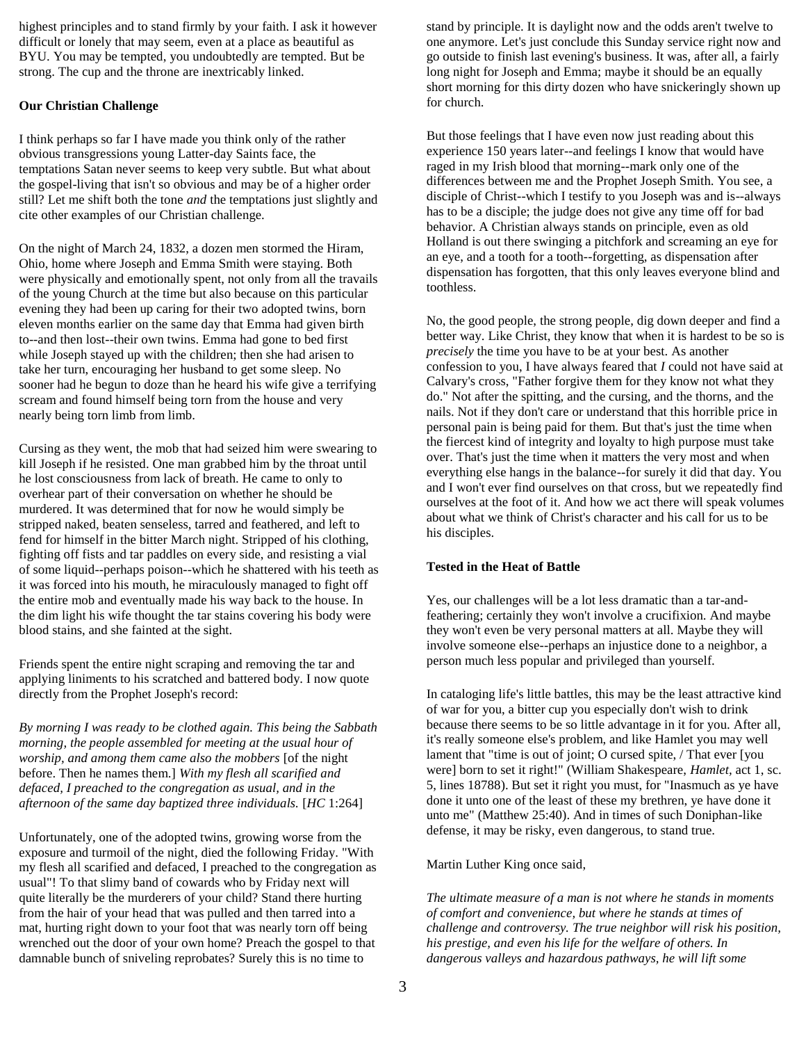highest principles and to stand firmly by your faith. I ask it however difficult or lonely that may seem, even at a place as beautiful as BYU. You may be tempted, you undoubtedly are tempted. But be strong. The cup and the throne are inextricably linked.

**Our Christian Challenge**

I think perhaps so far I have made you think only of the rather obvious transgressions young Latter-day Saints face, the temptations Satan never seems to keep very subtle. But what about the gospel-living that isn't so obvious and may be of a higher order still? Let me shift both the tone *and* the temptations just slightly and cite other examples of our Christian challenge.

On the night of March 24, 1832, a dozen men stormed the Hiram, Ohio, home where Joseph and Emma Smith were staying. Both were physically and emotionally spent, not only from all the travails of the young Church at the time but also because on this particular evening they had been up caring for their two adopted twins, born eleven months earlier on the same day that Emma had given birth to--and then lost--their own twins. Emma had gone to bed first while Joseph stayed up with the children; then she had arisen to take her turn, encouraging her husband to get some sleep. No sooner had he begun to doze than he heard his wife give a terrifying scream and found himself being torn from the house and very nearly being torn limb from limb.

Cursing as they went, the mob that had seized him were swearing to kill Joseph if he resisted. One man grabbed him by the throat until he lost consciousness from lack of breath. He came to only to overhear part of their conversation on whether he should be murdered. It was determined that for now he would simply be stripped naked, beaten senseless, tarred and feathered, and left to fend for himself in the bitter March night. Stripped of his clothing, fighting off fists and tar paddles on every side, and resisting a vial of some liquid--perhaps poison--which he shattered with his teeth as it was forced into his mouth, he miraculously managed to fight off the entire mob and eventually made his way back to the house. In the dim light his wife thought the tar stains covering his body were blood stains, and she fainted at the sight.

Friends spent the entire night scraping and removing the tar and applying liniments to his scratched and battered body. I now quote directly from the Prophet Joseph's record:

*By morning I was ready to be clothed again. This being the Sabbath morning, the people assembled for meeting at the usual hour of worship, and among them came also the mobbers* [of the night before. Then he names them.] *With my flesh all scarified and defaced, I preached to the congregation as usual, and in the afternoon of the same day baptized three individuals.* [*HC* 1:264]

Unfortunately, one of the adopted twins, growing worse from the exposure and turmoil of the night, died the following Friday. "With my flesh all scarified and defaced, I preached to the congregation as usual"! To that slimy band of cowards who by Friday next will quite literally be the murderers of your child? Stand there hurting from the hair of your head that was pulled and then tarred into a mat, hurting right down to your foot that was nearly torn off being wrenched out the door of your own home? Preach the gospel to that damnable bunch of sniveling reprobates? Surely this is no time to stand by principle. It is daylight now and the odds aren't twelve to one anymore. Let's just conclude this Sunday service right now and go outside to finish last evening's business. It was, after all, a fairly long night for Joseph and Emma; maybe it should be an equally short morning for this dirty dozen who have snickeringly shown up for church.

But those feelings that I have even now just reading about this experience 150 years later--and feelings I know that would have raged in my Irish blood that morning--mark only one of the differences between me and the Prophet Joseph Smith. You see, a disciple of Christ--which I testify to you Joseph was and is--always has to be a disciple; the judge does not give any time off for bad behavior. A Christian always stands on principle, even as old Holland is out there swinging a pitchfork and screaming an eye for an eye, and a tooth for a tooth--forgetting, as dispensation after dispensation has forgotten, that this only leaves everyone blind and toothless.

No, the good people, the strong people, dig down deeper and find a better way. Like Christ, they know that when it is hardest to be so is *precisely* the time you have to be at your best. As another confession to you, I have always feared that *I* could not have said at Calvary's cross, "Father forgive them for they know not what they do." Not after the spitting, and the cursing, and the thorns, and the nails. Not if they don't care or understand that this horrible price in personal pain is being paid for them. But that's just the time when the fiercest kind of integrity and loyalty to high purpose must take over. That's just the time when it matters the very most and when everything else hangs in the balance--for surely it did that day. You and I won't ever find ourselves on that cross, but we repeatedly find ourselves at the foot of it. And how we act there will speak volumes about what we think of Christ's character and his call for us to be his disciples.

**Tested in the Heat of Battle**

Yes, our challenges will be a lot less dramatic than a tar-and-feathering; certainly they won't involve a crucifixion. And maybe they won't even be very personal matters at all. Maybe they will involve someone else--perhaps an injustice done to a neighbor, a person much less popular and privileged than yourself.

In cataloging life's little battles, this may be the least attractive kind of war for you, a bitter cup you especially don't wish to drink because there seems to be so little advantage in it for you. After all, it's really someone else's problem, and like Hamlet you may well lament that "time is out of joint; O cursed spite, / That ever [you were] born to set it right!" (William Shakespeare, *Hamlet*, act 1, sc. 5, lines 18788). But set it right you must, for "Inasmuch as ye have done it unto one of the least of these my brethren, ye have done it unto me" (Matthew 25:40). And in times of such Doniphan-like defense, it may be risky, even dangerous, to stand true.

Martin Luther King once said,

*The ultimate measure of a man is not where he stands in moments of comfort and convenience, but where he stands at times of challenge and controversy. The true neighbor will risk his position, his prestige, and even his life for the welfare of others. In dangerous valleys and hazardous pathways, he will lift some*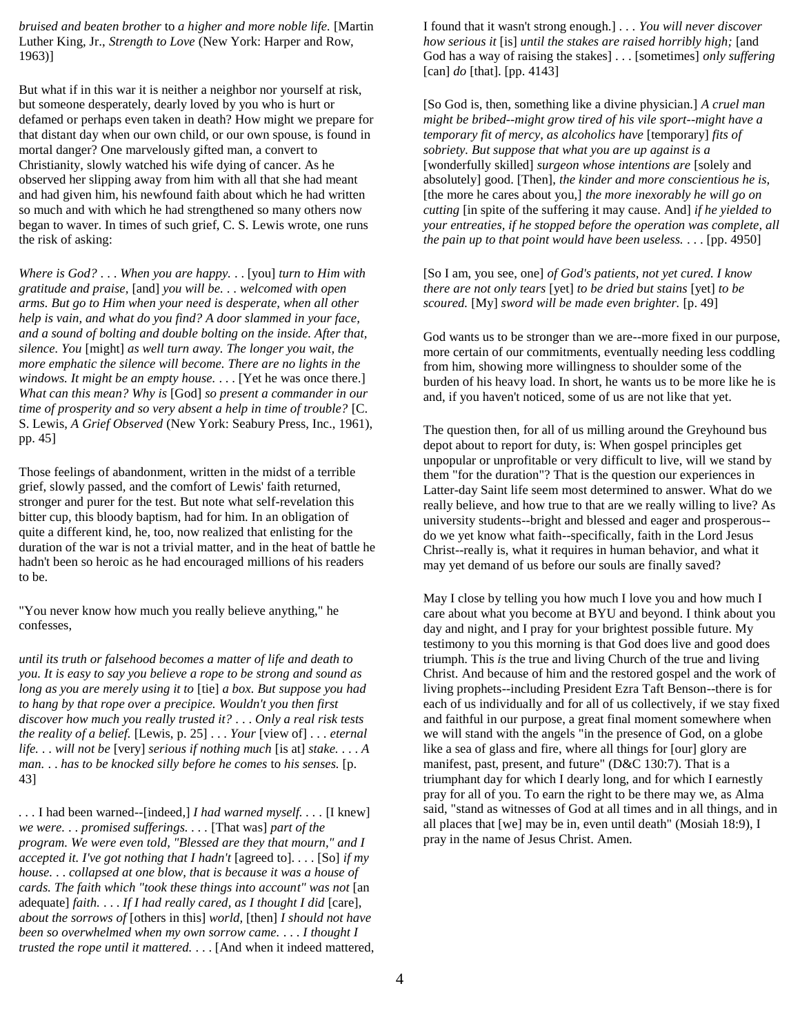*bruised and beaten brother* to *a higher and more noble life.* [Martin Luther King, Jr., *Strength to Love* (New York: Harper and Row, 1963)]

But what if in this war it is neither a neighbor nor yourself at risk, but someone desperately, dearly loved by you who is hurt or defamed or perhaps even taken in death? How might we prepare for that distant day when our own child, or our own spouse, is found in mortal danger? One marvelously gifted man, a convert to Christianity, slowly watched his wife dying of cancer. As he observed her slipping away from him with all that she had meant and had given him, his newfound faith about which he had written so much and with which he had strengthened so many others now began to waver. In times of such grief, C. S. Lewis wrote, one runs the risk of asking:

*Where is God?* . . . *When you are happy.* . . [you] *turn to Him with gratitude and praise,* [and] *you will be. . . welcomed with open arms. But go to Him when your need is desperate, when all other help is vain, and what do you find? A door slammed in your face, and a sound of bolting and double bolting on the inside. After that, silence. You* [might] *as well turn away. The longer you wait, the more emphatic the silence will become. There are no lights in the windows. It might be an empty house.* . . . [Yet he was once there.] *What can this mean? Why is* [God] *so present a commander in our time of prosperity and so very absent a help in time of trouble?* [C. S. Lewis, *A Grief Observed* (New York: Seabury Press, Inc., 1961), pp. 45]

Those feelings of abandonment, written in the midst of a terrible grief, slowly passed, and the comfort of Lewis' faith returned, stronger and purer for the test. But note what self-revelation this bitter cup, this bloody baptism, had for him. In an obligation of quite a different kind, he, too, now realized that enlisting for the duration of the war is not a trivial matter, and in the heat of battle he hadn't been so heroic as he had encouraged millions of his readers to be.

"You never know how much you really believe anything," he confesses,

*until its truth or falsehood becomes a matter of life and death to you. It is easy to say you believe a rope to be strong and sound as long as you are merely using it to* [tie] *a box. But suppose you had to hang by that rope over a precipice. Wouldn't you then first discover how much you really trusted it?* . . . *Only a real risk tests the reality of a belief.* [Lewis, p. 25] . . . *Your* [view of] . . . *eternal life. . . will not be* [very] *serious if nothing much* [is at] *stake.* . . . *A man. . . has to be knocked silly before he comes* to *his senses.* [p. 43]

. . . I had been warned--[indeed,] *I had warned myself.* . . . [I knew] *we were. . . promised sufferings.* . . . [That was] *part of the program. We were even told, "Blessed are they that mourn," and I accepted it. I've got nothing that I hadn't* [agreed to]. . . . [So] *if my house. . . collapsed at one blow, that is because it was a house of cards. The faith which "took these things into account" was not* [an adequate] *faith.* . . . *If I had really cared, as I thought I did* [care], *about the sorrows of* [others in this] *world,* [then] *I should not have been so overwhelmed when my own sorrow came.* . . . *I thought I trusted the rope until it mattered.* . . . [And when it indeed mattered, I found that it wasn't strong enough.] . . . *You will never discover how serious it* [is] *until the stakes are raised horribly high;* [and God has a way of raising the stakes] . . . [sometimes] *only suffering* [can] *do* [that]. [pp. 4143]

[So God is, then, something like a divine physician.] *A cruel man might be bribed--might grow tired of his vile sport--might have a temporary fit of mercy, as alcoholics have* [temporary] *fits of sobriety. But suppose that what you are up against is a* [wonderfully skilled] *surgeon whose intentions are* [solely and absolutely] good. [Then], *the kinder and more conscientious he is,* [the more he cares about you,] *the more inexorably he will go on cutting* [in spite of the suffering it may cause. And] *if he yielded to your entreaties, if he stopped before the operation was complete, all the pain up to that point would have been useless.* . . . [pp. 4950]

[So I am, you see, one] *of God's patients, not yet cured. I know there are not only tears* [yet] *to be dried but stains* [yet] *to be scoured.* [My] *sword will be made even brighter.* [p. 49]

God wants us to be stronger than we are--more fixed in our purpose, more certain of our commitments, eventually needing less coddling from him, showing more willingness to shoulder some of the burden of his heavy load. In short, he wants us to be more like he is and, if you haven't noticed, some of us are not like that yet.

The question then, for all of us milling around the Greyhound bus depot about to report for duty, is: When gospel principles get unpopular or unprofitable or very difficult to live, will we stand by them "for the duration"? That is the question our experiences in Latter-day Saint life seem most determined to answer. What do we really believe, and how true to that are we really willing to live? As university students--bright and blessed and eager and prosperous--do we yet know what faith--specifically, faith in the Lord Jesus Christ--really is, what it requires in human behavior, and what it may yet demand of us before our souls are finally saved?

May I close by telling you how much I love you and how much I care about what you become at BYU and beyond. I think about you day and night, and I pray for your brightest possible future. My testimony to you this morning is that God does live and good does triumph. This *is* the true and living Church of the true and living Christ. And because of him and the restored gospel and the work of living prophets--including President Ezra Taft Benson--there is for each of us individually and for all of us collectively, if we stay fixed and faithful in our purpose, a great final moment somewhere when we will stand with the angels "in the presence of God, on a globe like a sea of glass and fire, where all things for [our] glory are manifest, past, present, and future" (D&C 130:7). That is a triumphant day for which I dearly long, and for which I earnestly pray for all of you. To earn the right to be there may we, as Alma said, "stand as witnesses of God at all times and in all things, and in all places that [we] may be in, even until death" (Mosiah 18:9), I pray in the name of Jesus Christ. Amen.